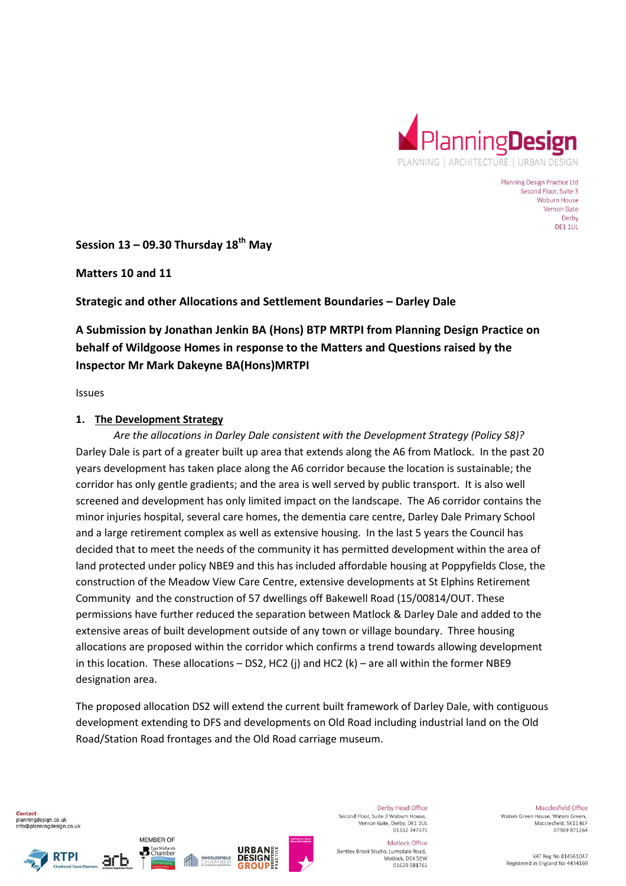Planning Design Practice Ltd
Second Floor, Suite 3
Woburn House
Vernon Gate
Derby
DE1 1UL

**Session 13 – 09.30 Thursday 18th May**

**Matters 10 and 11**

**Strategic and other Allocations and Settlement Boundaries – Darley Dale**

**A Submission by Jonathan Jenkin BA (Hons) BTP MRTPI from Planning Design Practice on behalf of Wildgoose Homes in response to the Matters and Questions raised by the Inspector Mr Mark Dakeyne BA(Hons)MRTPI**

Issues

1. **The Development Strategy**

*Are the allocations in Darley Dale consistent with the Development Strategy (Policy S8)?*

Darley Dale is part of a greater built up area that extends along the A6 from Matlock. In the past 20 years development has taken place along the A6 corridor because the location is sustainable; the corridor has only gentle gradients; and the area is well served by public transport. It is also well screened and development has only limited impact on the landscape. The A6 corridor contains the minor injuries hospital, several care homes, the dementia care centre, Darley Dale Primary School and a large retirement complex as well as extensive housing. In the last 5 years the Council has decided that to meet the needs of the community it has permitted development within the area of land protected under policy NBE9 and this has included affordable housing at Poppyfields Close, the construction of the Meadow View Care Centre, extensive developments at St Elphins Retirement Community and the construction of 57 dwellings off Bakewell Road (15/00814/OUT. These permissions have further reduced the separation between Matlock & Darley Dale and added to the extensive areas of built development outside of any town or village boundary. Three housing allocations are proposed within the corridor which confirms a trend towards allowing development in this location. These allocations – DS2, HC2 (j) and HC2 (k) – are all within the former NBE9 designation area.

The proposed allocation DS2 will extend the current built framework of Darley Dale, with contiguous development extending to DFS and developments on Old Road including industrial land on the Old Road/Station Road frontages and the Old Road carriage museum.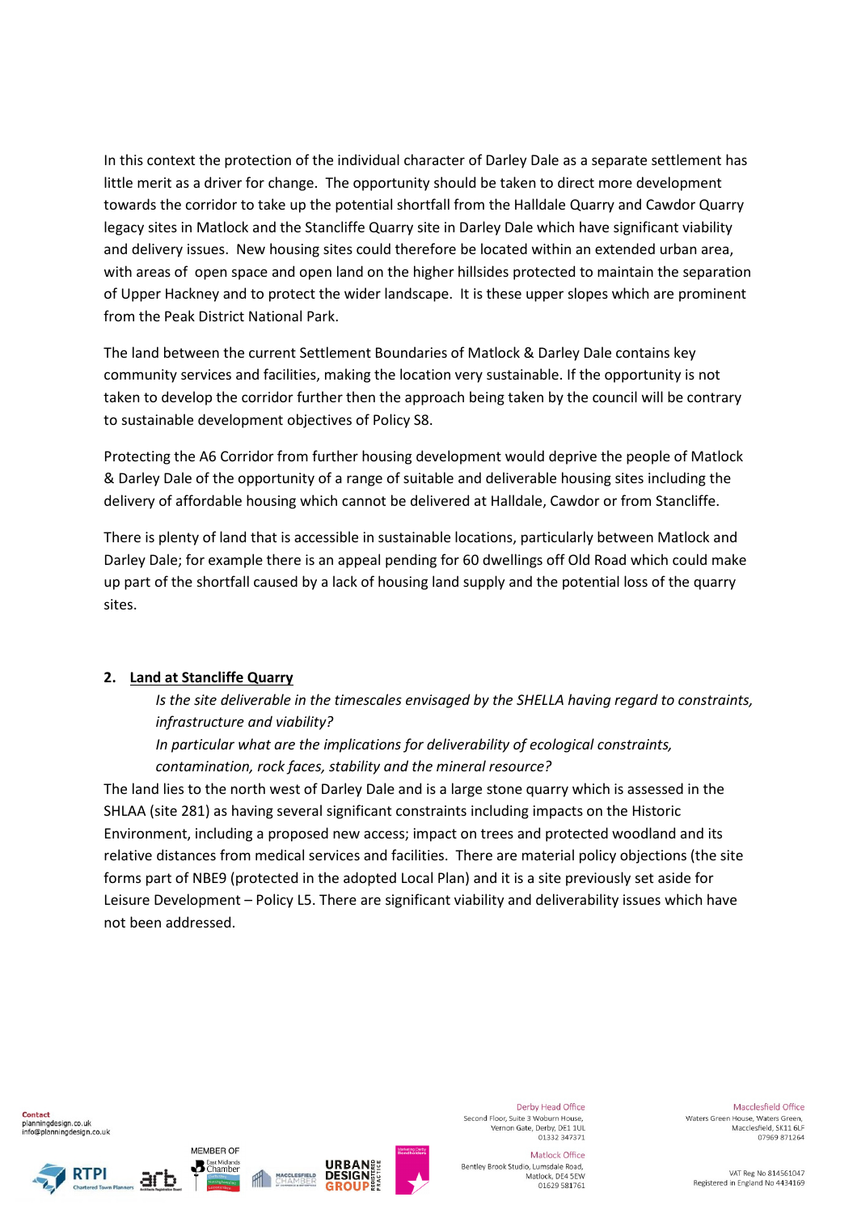In this context the protection of the individual character of Darley Dale as a separate settlement has little merit as a driver for change. The opportunity should be taken to direct more development towards the corridor to take up the potential shortfall from the Halldale Quarry and Cawdor Quarry legacy sites in Matlock and the Stancliffe Quarry site in Darley Dale which have significant viability and delivery issues. New housing sites could therefore be located within an extended urban area, with areas of open space and open land on the higher hillsides protected to maintain the separation of Upper Hackney and to protect the wider landscape. It is these upper slopes which are prominent from the Peak District National Park.

The land between the current Settlement Boundaries of Matlock & Darley Dale contains key community services and facilities, making the location very sustainable. If the opportunity is not taken to develop the corridor further then the approach being taken by the council will be contrary to sustainable development objectives of Policy S8.

Protecting the A6 Corridor from further housing development would deprive the people of Matlock & Darley Dale of the opportunity of a range of suitable and deliverable housing sites including the delivery of affordable housing which cannot be delivered at Halldale, Cawdor or from Stancliffe.

There is plenty of land that is accessible in sustainable locations, particularly between Matlock and Darley Dale; for example there is an appeal pending for 60 dwellings off Old Road which could make up part of the shortfall caused by a lack of housing land supply and the potential loss of the quarry sites.

## 2. Land at Stancliffe Quarry

*Is the site deliverable in the timescales envisaged by the SHELLA having regard to constraints, infrastructure and viability?*

*In particular what are the implications for deliverability of ecological constraints, contamination, rock faces, stability and the mineral resource?*

The land lies to the north west of Darley Dale and is a large stone quarry which is assessed in the SHLAA (site 281) as having several significant constraints including impacts on the Historic Environment, including a proposed new access; impact on trees and protected woodland and its relative distances from medical services and facilities. There are material policy objections (the site forms part of NBE9 (protected in the adopted Local Plan) and it is a site previously set aside for Leisure Development – Policy L5. There are significant viability and deliverability issues which have not been addressed.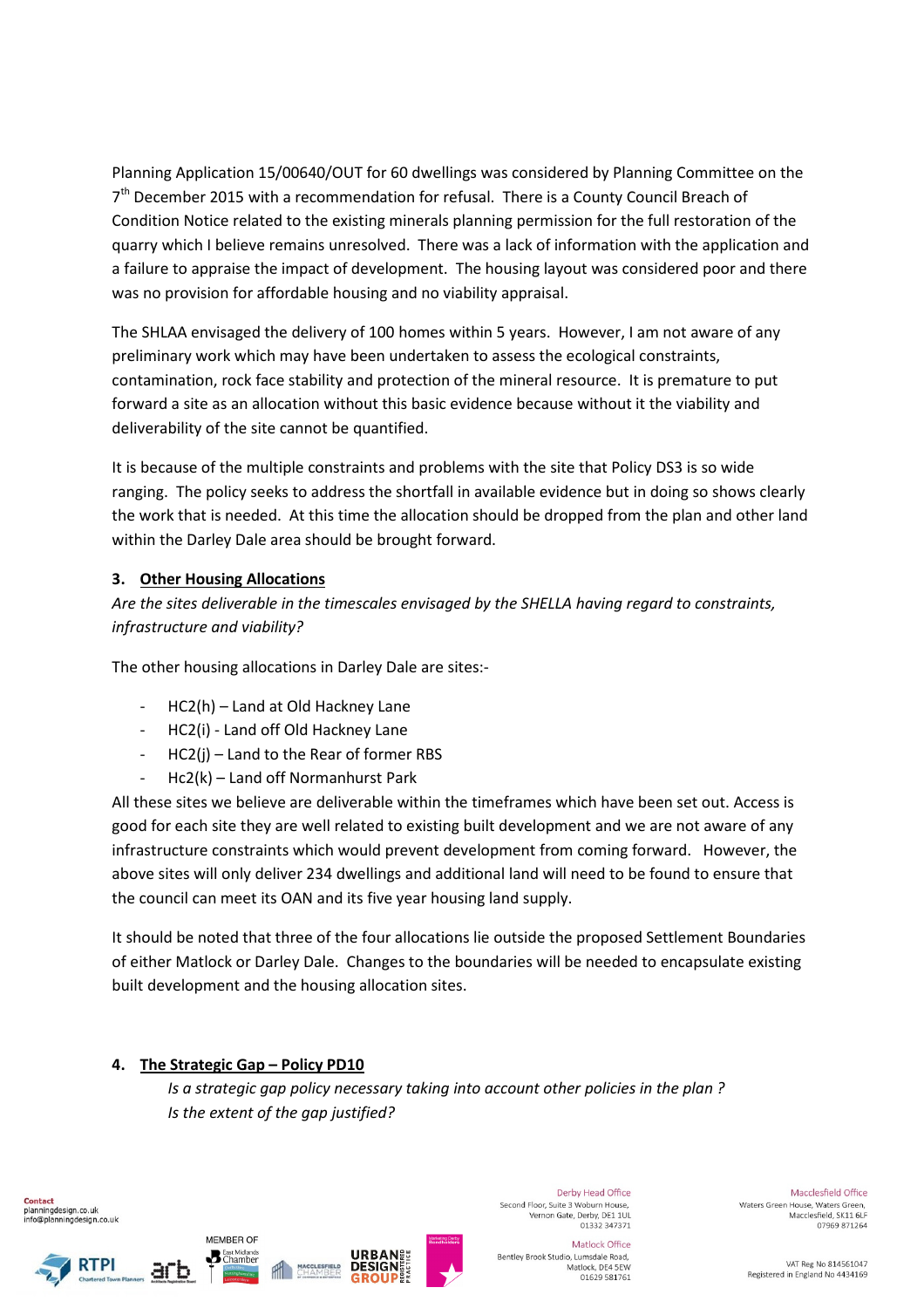Planning Application 15/00640/OUT for 60 dwellings was considered by Planning Committee on the 7th December 2015 with a recommendation for refusal. There is a County Council Breach of Condition Notice related to the existing minerals planning permission for the full restoration of the quarry which I believe remains unresolved. There was a lack of information with the application and a failure to appraise the impact of development. The housing layout was considered poor and there was no provision for affordable housing and no viability appraisal.

The SHLAA envisaged the delivery of 100 homes within 5 years. However, I am not aware of any preliminary work which may have been undertaken to assess the ecological constraints, contamination, rock face stability and protection of the mineral resource. It is premature to put forward a site as an allocation without this basic evidence because without it the viability and deliverability of the site cannot be quantified.

It is because of the multiple constraints and problems with the site that Policy DS3 is so wide ranging. The policy seeks to address the shortfall in available evidence but in doing so shows clearly the work that is needed. At this time the allocation should be dropped from the plan and other land within the Darley Dale area should be brought forward.

## 3. Other Housing Allocations

*Are the sites deliverable in the timescales envisaged by the SHELLA having regard to constraints, infrastructure and viability?*

The other housing allocations in Darley Dale are sites:-

- HC2(h) – Land at Old Hackney Lane
- HC2(i) - Land off Old Hackney Lane
- HC2(j) – Land to the Rear of former RBS
- Hc2(k) – Land off Normanhurst Park

All these sites we believe are deliverable within the timeframes which have been set out. Access is good for each site they are well related to existing built development and we are not aware of any infrastructure constraints which would prevent development from coming forward. However, the above sites will only deliver 234 dwellings and additional land will need to be found to ensure that the council can meet its OAN and its five year housing land supply.

It should be noted that three of the four allocations lie outside the proposed Settlement Boundaries of either Matlock or Darley Dale. Changes to the boundaries will be needed to encapsulate existing built development and the housing allocation sites.

## 4. The Strategic Gap – Policy PD10

*Is a strategic gap policy necessary taking into account other policies in the plan ?*
*Is the extent of the gap justified?*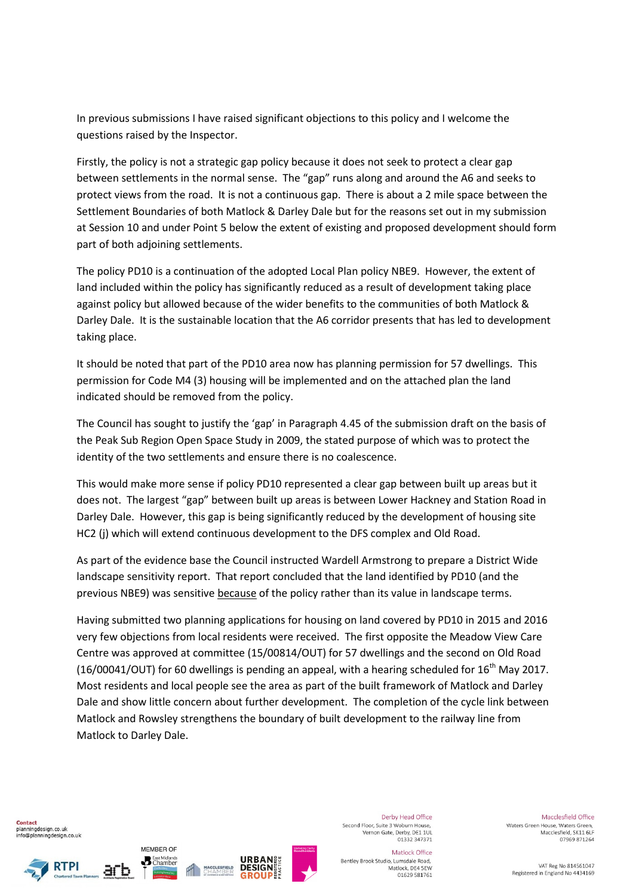In previous submissions I have raised significant objections to this policy and I welcome the questions raised by the Inspector.

Firstly, the policy is not a strategic gap policy because it does not seek to protect a clear gap between settlements in the normal sense. The "gap" runs along and around the A6 and seeks to protect views from the road. It is not a continuous gap. There is about a 2 mile space between the Settlement Boundaries of both Matlock & Darley Dale but for the reasons set out in my submission at Session 10 and under Point 5 below the extent of existing and proposed development should form part of both adjoining settlements.

The policy PD10 is a continuation of the adopted Local Plan policy NBE9. However, the extent of land included within the policy has significantly reduced as a result of development taking place against policy but allowed because of the wider benefits to the communities of both Matlock & Darley Dale. It is the sustainable location that the A6 corridor presents that has led to development taking place.

It should be noted that part of the PD10 area now has planning permission for 57 dwellings. This permission for Code M4 (3) housing will be implemented and on the attached plan the land indicated should be removed from the policy.

The Council has sought to justify the 'gap' in Paragraph 4.45 of the submission draft on the basis of the Peak Sub Region Open Space Study in 2009, the stated purpose of which was to protect the identity of the two settlements and ensure there is no coalescence.

This would make more sense if policy PD10 represented a clear gap between built up areas but it does not. The largest "gap" between built up areas is between Lower Hackney and Station Road in Darley Dale. However, this gap is being significantly reduced by the development of housing site HC2 (j) which will extend continuous development to the DFS complex and Old Road.

As part of the evidence base the Council instructed Wardell Armstrong to prepare a District Wide landscape sensitivity report. That report concluded that the land identified by PD10 (and the previous NBE9) was sensitive <u>because</u> of the policy rather than its value in landscape terms.

Having submitted two planning applications for housing on land covered by PD10 in 2015 and 2016 very few objections from local residents were received. The first opposite the Meadow View Care Centre was approved at committee (15/00814/OUT) for 57 dwellings and the second on Old Road (16/00041/OUT) for 60 dwellings is pending an appeal, with a hearing scheduled for 16th May 2017. Most residents and local people see the area as part of the built framework of Matlock and Darley Dale and show little concern about further development. The completion of the cycle link between Matlock and Rowsley strengthens the boundary of built development to the railway line from Matlock to Darley Dale.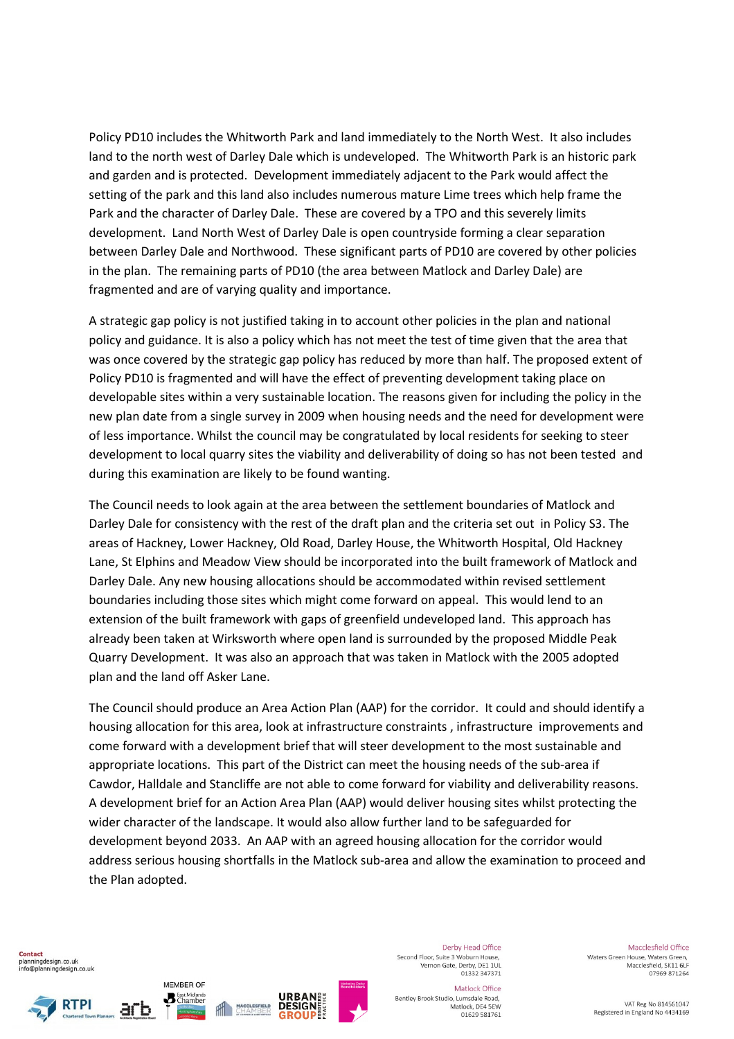Policy PD10 includes the Whitworth Park and land immediately to the North West. It also includes land to the north west of Darley Dale which is undeveloped. The Whitworth Park is an historic park and garden and is protected. Development immediately adjacent to the Park would affect the setting of the park and this land also includes numerous mature Lime trees which help frame the Park and the character of Darley Dale. These are covered by a TPO and this severely limits development. Land North West of Darley Dale is open countryside forming a clear separation between Darley Dale and Northwood. These significant parts of PD10 are covered by other policies in the plan. The remaining parts of PD10 (the area between Matlock and Darley Dale) are fragmented and are of varying quality and importance.

A strategic gap policy is not justified taking in to account other policies in the plan and national policy and guidance. It is also a policy which has not meet the test of time given that the area that was once covered by the strategic gap policy has reduced by more than half. The proposed extent of Policy PD10 is fragmented and will have the effect of preventing development taking place on developable sites within a very sustainable location. The reasons given for including the policy in the new plan date from a single survey in 2009 when housing needs and the need for development were of less importance. Whilst the council may be congratulated by local residents for seeking to steer development to local quarry sites the viability and deliverability of doing so has not been tested and during this examination are likely to be found wanting.

The Council needs to look again at the area between the settlement boundaries of Matlock and Darley Dale for consistency with the rest of the draft plan and the criteria set out in Policy S3. The areas of Hackney, Lower Hackney, Old Road, Darley House, the Whitworth Hospital, Old Hackney Lane, St Elphins and Meadow View should be incorporated into the built framework of Matlock and Darley Dale. Any new housing allocations should be accommodated within revised settlement boundaries including those sites which might come forward on appeal. This would lend to an extension of the built framework with gaps of greenfield undeveloped land. This approach has already been taken at Wirksworth where open land is surrounded by the proposed Middle Peak Quarry Development. It was also an approach that was taken in Matlock with the 2005 adopted plan and the land off Asker Lane.

The Council should produce an Area Action Plan (AAP) for the corridor. It could and should identify a housing allocation for this area, look at infrastructure constraints , infrastructure improvements and come forward with a development brief that will steer development to the most sustainable and appropriate locations. This part of the District can meet the housing needs of the sub-area if Cawdor, Halldale and Stancliffe are not able to come forward for viability and deliverability reasons. A development brief for an Action Area Plan (AAP) would deliver housing sites whilst protecting the wider character of the landscape. It would also allow further land to be safeguarded for development beyond 2033. An AAP with an agreed housing allocation for the corridor would address serious housing shortfalls in the Matlock sub-area and allow the examination to proceed and the Plan adopted.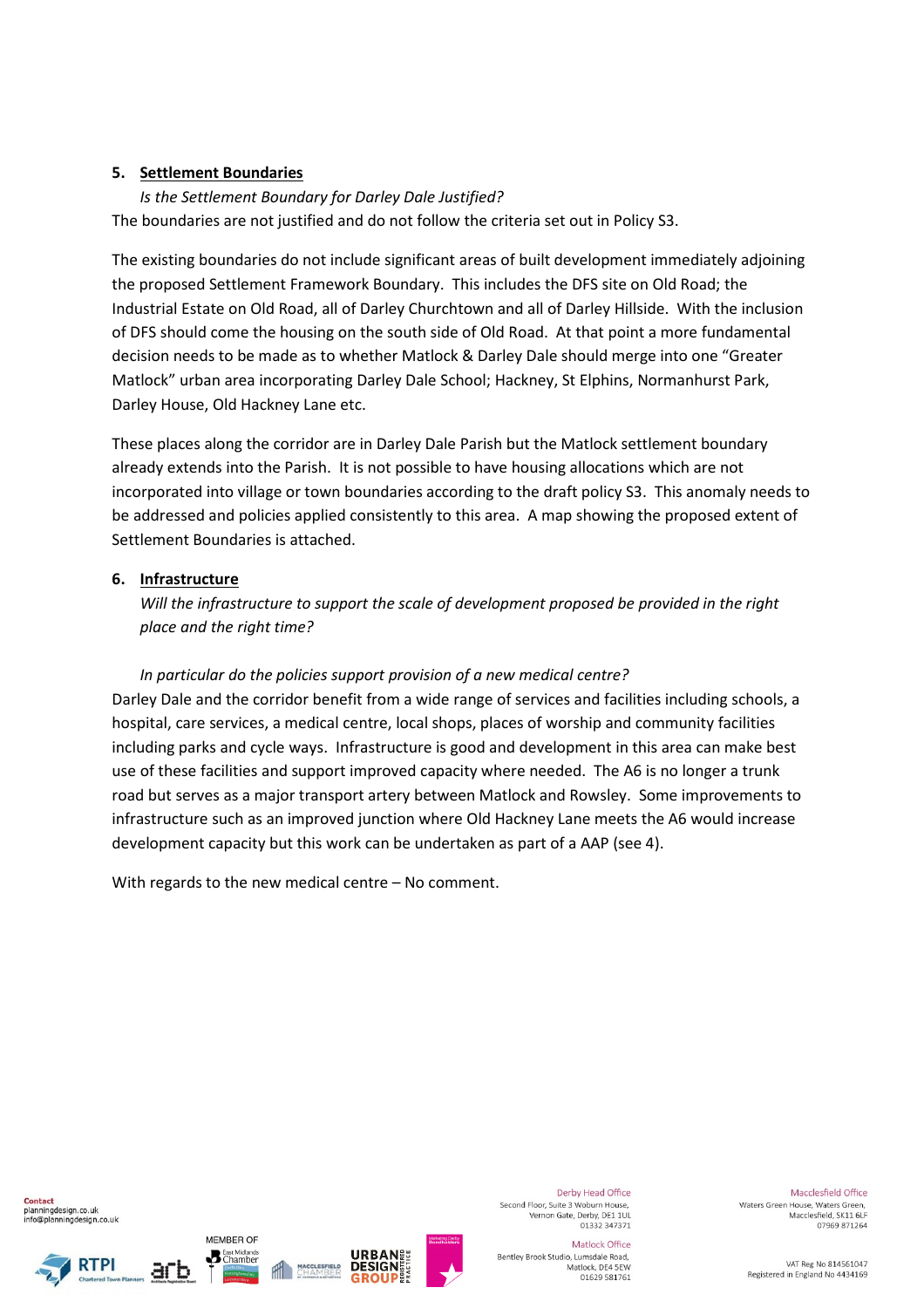5. **Settlement Boundaries**

    *Is the Settlement Boundary for Darley Dale Justified?*

The boundaries are not justified and do not follow the criteria set out in Policy S3.

The existing boundaries do not include significant areas of built development immediately adjoining the proposed Settlement Framework Boundary. This includes the DFS site on Old Road; the Industrial Estate on Old Road, all of Darley Churchtown and all of Darley Hillside. With the inclusion of DFS should come the housing on the south side of Old Road. At that point a more fundamental decision needs to be made as to whether Matlock & Darley Dale should merge into one "Greater Matlock" urban area incorporating Darley Dale School; Hackney, St Elphins, Normanhurst Park, Darley House, Old Hackney Lane etc.

These places along the corridor are in Darley Dale Parish but the Matlock settlement boundary already extends into the Parish. It is not possible to have housing allocations which are not incorporated into village or town boundaries according to the draft policy S3. This anomaly needs to be addressed and policies applied consistently to this area. A map showing the proposed extent of Settlement Boundaries is attached.

6. **Infrastructure**

    *Will the infrastructure to support the scale of development proposed be provided in the right place and the right time?*

    *In particular do the policies support provision of a new medical centre?*

Darley Dale and the corridor benefit from a wide range of services and facilities including schools, a hospital, care services, a medical centre, local shops, places of worship and community facilities including parks and cycle ways. Infrastructure is good and development in this area can make best use of these facilities and support improved capacity where needed. The A6 is no longer a trunk road but serves as a major transport artery between Matlock and Rowsley. Some improvements to infrastructure such as an improved junction where Old Hackney Lane meets the A6 would increase development capacity but this work can be undertaken as part of a AAP (see 4).

With regards to the new medical centre – No comment.